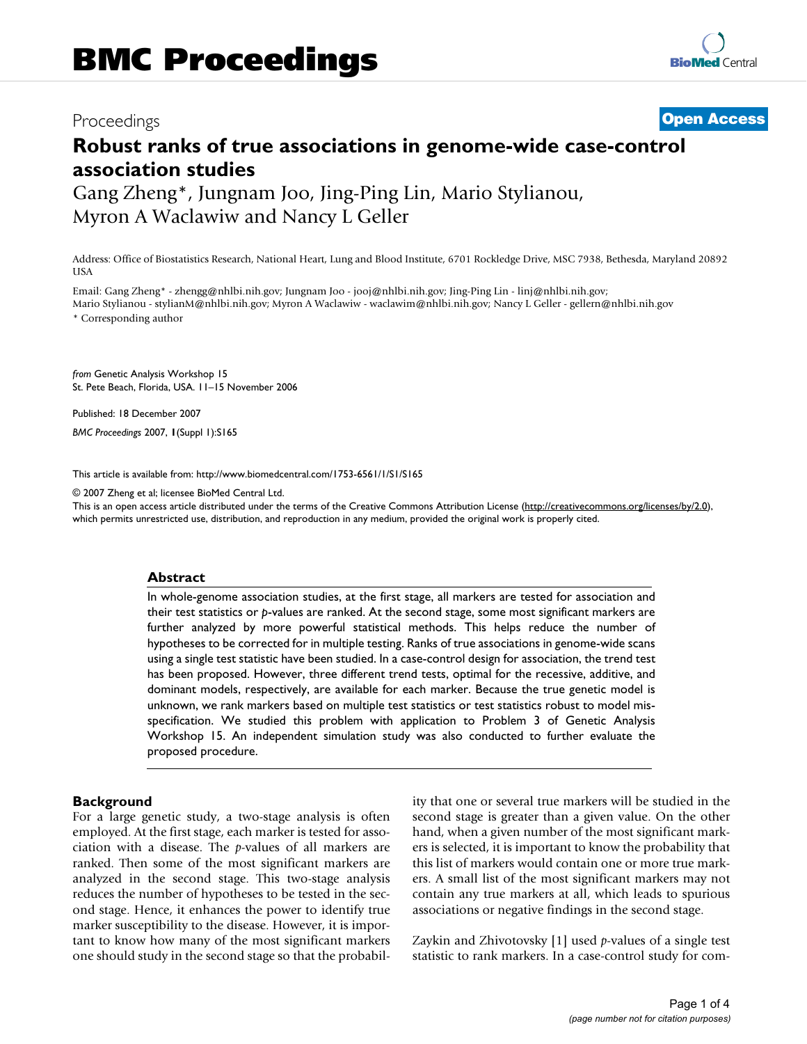# BMC Proceedings

Proceedings **Open Access**

# Robust ranks of true associations in genome-wide case-control association studies

Gang Zheng*, Jungnam Joo, Jing-Ping Lin, Mario Stylianou, Myron A Waclawiw and Nancy L Geller

Address: Office of Biostatistics Research, National Heart, Lung and Blood Institute, 6701 Rockledge Drive, MSC 7938, Bethesda, Maryland 20892 USA

Email: Gang Zheng* - zhengg@nhlbi.nih.gov; Jungnam Joo - jooj@nhlbi.nih.gov; Jing-Ping Lin - linj@nhlbi.nih.gov; Mario Stylianou - stylianM@nhlbi.nih.gov; Myron A Waclawiw - waclawim@nhlbi.nih.gov; Nancy L Geller - gellern@nhlbi.nih.gov

\* Corresponding author

*from* Genetic Analysis Workshop 15
St. Pete Beach, Florida, USA. 11–15 November 2006

Published: 18 December 2007

*BMC Proceedings* 2007, **1**(Suppl 1):S165

This article is available from: http://www.biomedcentral.com/1753-6561/1/S1/S165

© 2007 Zheng et al; licensee BioMed Central Ltd.
This is an open access article distributed under the terms of the Creative Commons Attribution License (http://creativecommons.org/licenses/by/2.0), which permits unrestricted use, distribution, and reproduction in any medium, provided the original work is properly cited.

## Abstract

In whole-genome association studies, at the first stage, all markers are tested for association and their test statistics or *p*-values are ranked. At the second stage, some most significant markers are further analyzed by more powerful statistical methods. This helps reduce the number of hypotheses to be corrected for in multiple testing. Ranks of true associations in genome-wide scans using a single test statistic have been studied. In a case-control design for association, the trend test has been proposed. However, three different trend tests, optimal for the recessive, additive, and dominant models, respectively, are available for each marker. Because the true genetic model is unknown, we rank markers based on multiple test statistics or test statistics robust to model misspecification. We studied this problem with application to Problem 3 of Genetic Analysis Workshop 15. An independent simulation study was also conducted to further evaluate the proposed procedure.

## Background

For a large genetic study, a two-stage analysis is often employed. At the first stage, each marker is tested for association with a disease. The *p*-values of all markers are ranked. Then some of the most significant markers are analyzed in the second stage. This two-stage analysis reduces the number of hypotheses to be tested in the second stage. Hence, it enhances the power to identify true marker susceptibility to the disease. However, it is important to know how many of the most significant markers one should study in the second stage so that the probability that one or several true markers will be studied in the second stage is greater than a given value. On the other hand, when a given number of the most significant markers is selected, it is important to know the probability that this list of markers would contain one or more true markers. A small list of the most significant markers may not contain any true markers at all, which leads to spurious associations or negative findings in the second stage.

Zaykin and Zhivotovsky [1] used *p*-values of a single test statistic to rank markers. In a case-control study for com-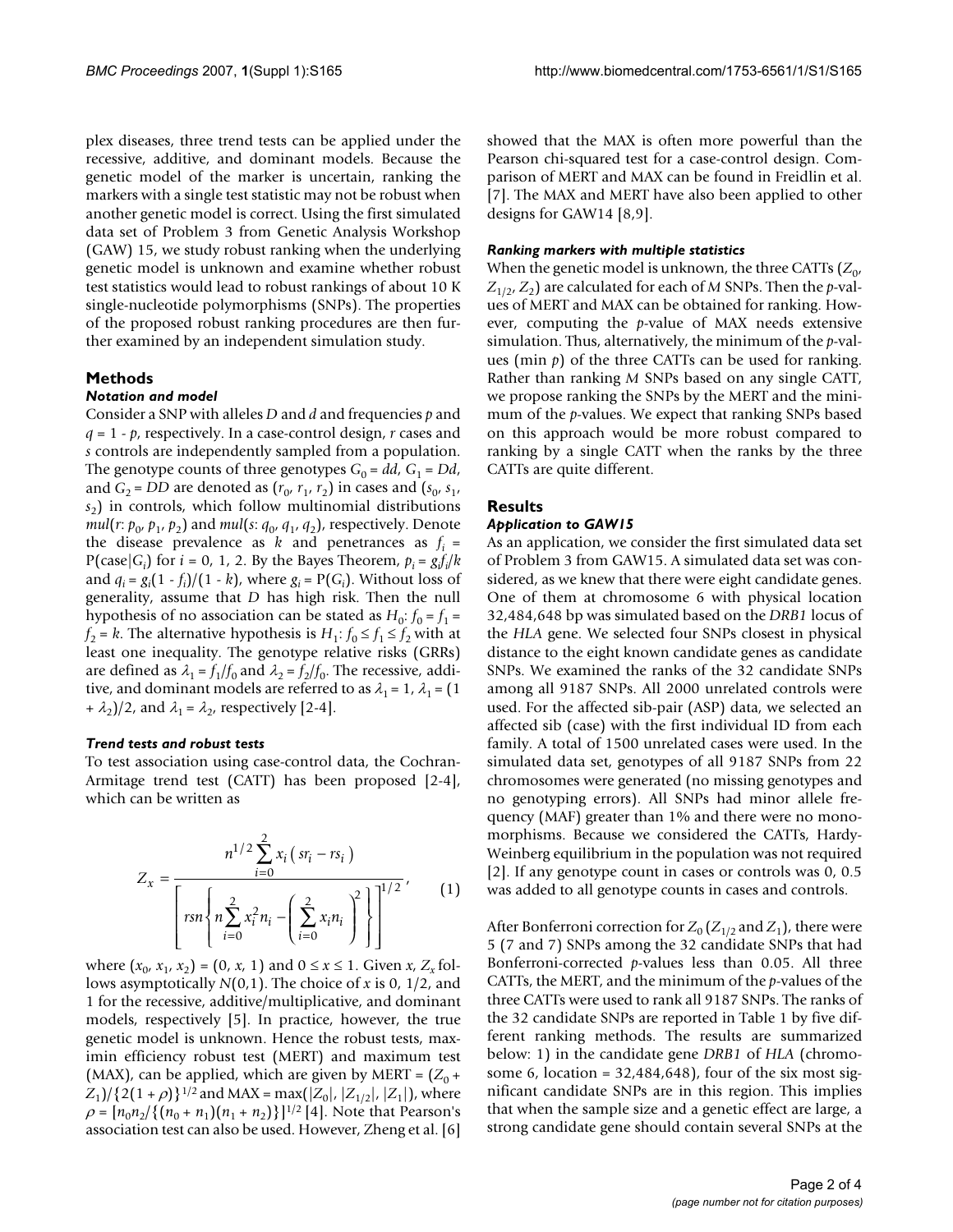plex diseases, three trend tests can be applied under the recessive, additive, and dominant models. Because the genetic model of the marker is uncertain, ranking the markers with a single test statistic may not be robust when another genetic model is correct. Using the first simulated data set of Problem 3 from Genetic Analysis Workshop (GAW) 15, we study robust ranking when the underlying genetic model is unknown and examine whether robust test statistics would lead to robust rankings of about 10 K single-nucleotide polymorphisms (SNPs). The properties of the proposed robust ranking procedures are then further examined by an independent simulation study.

## Methods

### Notation and model

Consider a SNP with alleles $D$ and $d$ and frequencies $p$ and $q = 1 - p$, respectively. In a case-control design, $r$ cases and $s$ controls are independently sampled from a population. The genotype counts of three genotypes $G_0 = dd$, $G_1 = Dd$, and $G_2 = DD$ are denoted as $(r_0, r_1, r_2)$ in cases and $(s_0, s_1, s_2)$ in controls, which follow multinomial distributions $mul(r: p_0, p_1, p_2)$ and $mul(s: q_0, q_1, q_2)$, respectively. Denote the disease prevalence as $k$ and penetrances as $f_i = P(\text{case}|G_i)$ for $i = 0, 1, 2$. By the Bayes Theorem, $p_i = g_i f_i/k$ and $q_i = g_i(1 - f_i)/(1 - k)$, where $g_i = P(G_i)$. Without loss of generality, assume that $D$ has high risk. Then the null hypothesis of no association can be stated as $H_0$: $f_0 = f_1 = f_2 = k$. The alternative hypothesis is $H_1$: $f_0 \le f_1 \le f_2$ with at least one inequality. The genotype relative risks (GRRs) are defined as $\lambda_1 = f_1/f_0$ and $\lambda_2 = f_2/f_0$. The recessive, additive, and dominant models are referred to as $\lambda_1 = 1$, $\lambda_1 = (1 + \lambda_2)/2$, and $\lambda_1 = \lambda_2$, respectively [2-4].

### Trend tests and robust tests

To test association using case-control data, the Cochran-Armitage trend test (CATT) has been proposed [2-4], which can be written as

$$Z_x = \frac{n^{1/2} \sum_{i=0}^{2} x_i \left( s r_i - r s_i \right)}{\left[ rsn \left\{ n \sum_{i=0}^{2} x_i^2 n_i - \left( \sum_{i=0}^{2} x_i n_i \right)^2 \right\} \right]^{1/2}}, \qquad (1)$$

where $(x_0, x_1, x_2) = (0, x, 1)$ and $0 \le x \le 1$. Given $x$, $Z_x$ follows asymptotically $N(0,1)$. The choice of $x$ is 0, 1/2, and 1 for the recessive, additive/multiplicative, and dominant models, respectively [5]. In practice, however, the true genetic model is unknown. Hence the robust tests, maximin efficiency robust test (MERT) and maximum test (MAX), can be applied, which are given by MERT = $(Z_0 + Z_1)/\{2(1 + \rho)\}^{1/2}$ and MAX = $\max(|Z_0|, |Z_{1/2}|, |Z_1|)$, where $\rho = [n_0 n_2/\{(n_0 + n_1)(n_1 + n_2)\}]^{1/2}$ [4]. Note that Pearson's association test can also be used. However, Zheng et al. [6] showed that the MAX is often more powerful than the Pearson chi-squared test for a case-control design. Comparison of MERT and MAX can be found in Freidlin et al. [7]. The MAX and MERT have also been applied to other designs for GAW14 [8,9].

### Ranking markers with multiple statistics

When the genetic model is unknown, the three CATTs ($Z_0$, $Z_{1/2}$, $Z_2$) are calculated for each of $M$ SNPs. Then the $p$-values of MERT and MAX can be obtained for ranking. However, computing the $p$-value of MAX needs extensive simulation. Thus, alternatively, the minimum of the $p$-values (min $p$) of the three CATTs can be used for ranking. Rather than ranking $M$ SNPs based on any single CATT, we propose ranking the SNPs by the MERT and the minimum of the $p$-values. We expect that ranking SNPs based on this approach would be more robust compared to ranking by a single CATT when the ranks by the three CATTs are quite different.

## Results

### Application to GAW15

As an application, we consider the first simulated data set of Problem 3 from GAW15. A simulated data set was considered, as we knew that there were eight candidate genes. One of them at chromosome 6 with physical location 32,484,648 bp was simulated based on the *DRB1* locus of the *HLA* gene. We selected four SNPs closest in physical distance to the eight known candidate genes as candidate SNPs. We examined the ranks of the 32 candidate SNPs among all 9187 SNPs. All 2000 unrelated controls were used. For the affected sib-pair (ASP) data, we selected an affected sib (case) with the first individual ID from each family. A total of 1500 unrelated cases were used. In the simulated data set, genotypes of all 9187 SNPs from 22 chromosomes were generated (no missing genotypes and no genotyping errors). All SNPs had minor allele frequency (MAF) greater than 1% and there were no monomorphisms. Because we considered the CATTs, Hardy-Weinberg equilibrium in the population was not required [2]. If any genotype count in cases or controls was 0, 0.5 was added to all genotype counts in cases and controls.

After Bonferroni correction for $Z_0$ ($Z_{1/2}$ and $Z_1$), there were 5 (7 and 7) SNPs among the 32 candidate SNPs that had Bonferroni-corrected $p$-values less than 0.05. All three CATTs, the MERT, and the minimum of the $p$-values of the three CATTs were used to rank all 9187 SNPs. The ranks of the 32 candidate SNPs are reported in Table 1 by five different ranking methods. The results are summarized below: 1) in the candidate gene *DRB1* of *HLA* (chromosome 6, location = 32,484,648), four of the six most significant candidate SNPs are in this region. This implies that when the sample size and a genetic effect are large, a strong candidate gene should contain several SNPs at the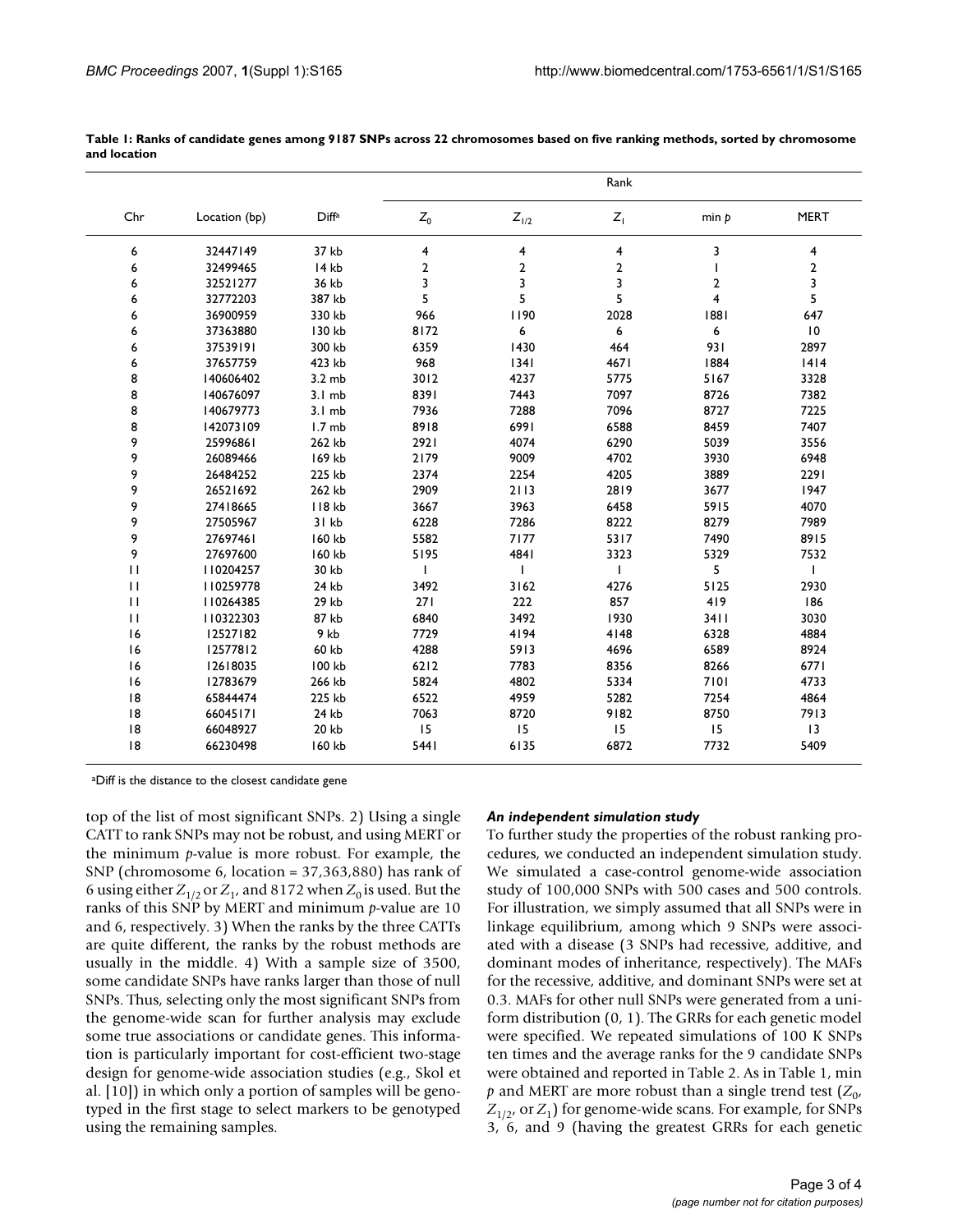**Table 1: Ranks of candidate genes among 9187 SNPs across 22 chromosomes based on five ranking methods, sorted by chromosome and location**

| Chr | Location (bp) | Diff[a] | Rank | | | | |
|---|---|---|---|---|---|---|---|
| | | | $Z_0$ | $Z_{1/2}$ | $Z_1$ | min $p$ | MERT |
| 6 | 32447149 | 37 kb | 4 | 4 | 4 | 3 | 4 |
| 6 | 32499465 | 14 kb | 2 | 2 | 2 | 1 | 2 |
| 6 | 32521277 | 36 kb | 3 | 3 | 3 | 2 | 3 |
| 6 | 32772203 | 387 kb | 5 | 5 | 5 | 4 | 5 |
| 6 | 36900959 | 330 kb | 966 | 1190 | 2028 | 1881 | 647 |
| 6 | 37363880 | 130 kb | 8172 | 6 | 6 | 6 | 10 |
| 6 | 37539191 | 300 kb | 6359 | 1430 | 464 | 931 | 2897 |
| 6 | 37657759 | 423 kb | 968 | 1341 | 4671 | 1884 | 1414 |
| 8 | 140606402 | 3.2 mb | 3012 | 4237 | 5775 | 5167 | 3328 |
| 8 | 140676097 | 3.1 mb | 8391 | 7443 | 7097 | 8726 | 7382 |
| 8 | 140679773 | 3.1 mb | 7936 | 7288 | 7096 | 8727 | 7225 |
| 8 | 142073109 | 1.7 mb | 8918 | 6991 | 6588 | 8459 | 7407 |
| 9 | 25996861 | 262 kb | 2921 | 4074 | 6290 | 5039 | 3556 |
| 9 | 26089466 | 169 kb | 2179 | 9009 | 4702 | 3930 | 6948 |
| 9 | 26484252 | 225 kb | 2374 | 2254 | 4205 | 3889 | 2291 |
| 9 | 26521692 | 262 kb | 2909 | 2113 | 2819 | 3677 | 1947 |
| 9 | 27418665 | 118 kb | 3667 | 3963 | 6458 | 5915 | 4070 |
| 9 | 27505967 | 31 kb | 6228 | 7286 | 8222 | 8279 | 7989 |
| 9 | 27697461 | 160 kb | 5582 | 7177 | 5317 | 7490 | 8915 |
| 9 | 27697600 | 160 kb | 5195 | 4841 | 3323 | 5329 | 7532 |
| 11 | 110204257 | 30 kb | 1 | 1 | 1 | 5 | 1 |
| 11 | 110259778 | 24 kb | 3492 | 3162 | 4276 | 5125 | 2930 |
| 11 | 110264385 | 29 kb | 271 | 222 | 857 | 419 | 186 |
| 11 | 110322303 | 87 kb | 6840 | 3492 | 1930 | 3411 | 3030 |
| 16 | 12527182 | 9 kb | 7729 | 4194 | 4148 | 6328 | 4884 |
| 16 | 12577812 | 60 kb | 4288 | 5913 | 4696 | 6589 | 8924 |
| 16 | 12618035 | 100 kb | 6212 | 7783 | 8356 | 8266 | 6771 |
| 16 | 12783679 | 266 kb | 5824 | 4802 | 5334 | 7101 | 4733 |
| 18 | 65844474 | 225 kb | 6522 | 4959 | 5282 | 7254 | 4864 |
| 18 | 66045171 | 24 kb | 7063 | 8720 | 9182 | 8750 | 7913 |
| 18 | 66048927 | 20 kb | 15 | 15 | 15 | 15 | 13 |
| 18 | 66230498 | 160 kb | 5441 | 6135 | 6872 | 7732 | 5409 |

[a]Diff is the distance to the closest candidate gene

top of the list of most significant SNPs. 2) Using a single CATT to rank SNPs may not be robust, and using MERT or the minimum *p*-value is more robust. For example, the SNP (chromosome 6, location = 37,363,880) has rank of 6 using either $Z_{1/2}$ or $Z_1$, and 8172 when $Z_0$ is used. But the ranks of this SNP by MERT and minimum *p*-value are 10 and 6, respectively. 3) When the ranks by the three CATTs are quite different, the ranks by the robust methods are usually in the middle. 4) With a sample size of 3500, some candidate SNPs have ranks larger than those of null SNPs. Thus, selecting only the most significant SNPs from the genome-wide scan for further analysis may exclude some true associations or candidate genes. This information is particularly important for cost-efficient two-stage design for genome-wide association studies (e.g., Skol et al. [10]) in which only a portion of samples will be genotyped in the first stage to select markers to be genotyped using the remaining samples.

### *An independent simulation study*

To further study the properties of the robust ranking procedures, we conducted an independent simulation study. We simulated a case-control genome-wide association study of 100,000 SNPs with 500 cases and 500 controls. For illustration, we simply assumed that all SNPs were in linkage equilibrium, among which 9 SNPs were associated with a disease (3 SNPs had recessive, additive, and dominant modes of inheritance, respectively). The MAFs for the recessive, additive, and dominant SNPs were set at 0.3. MAFs for other null SNPs were generated from a uniform distribution (0, 1). The GRRs for each genetic model were specified. We repeated simulations of 100 K SNPs ten times and the average ranks for the 9 candidate SNPs were obtained and reported in Table 2. As in Table 1, min $p$ and MERT are more robust than a single trend test ($Z_0$, $Z_{1/2}$, or $Z_1$) for genome-wide scans. For example, for SNPs 3, 6, and 9 (having the greatest GRRs for each genetic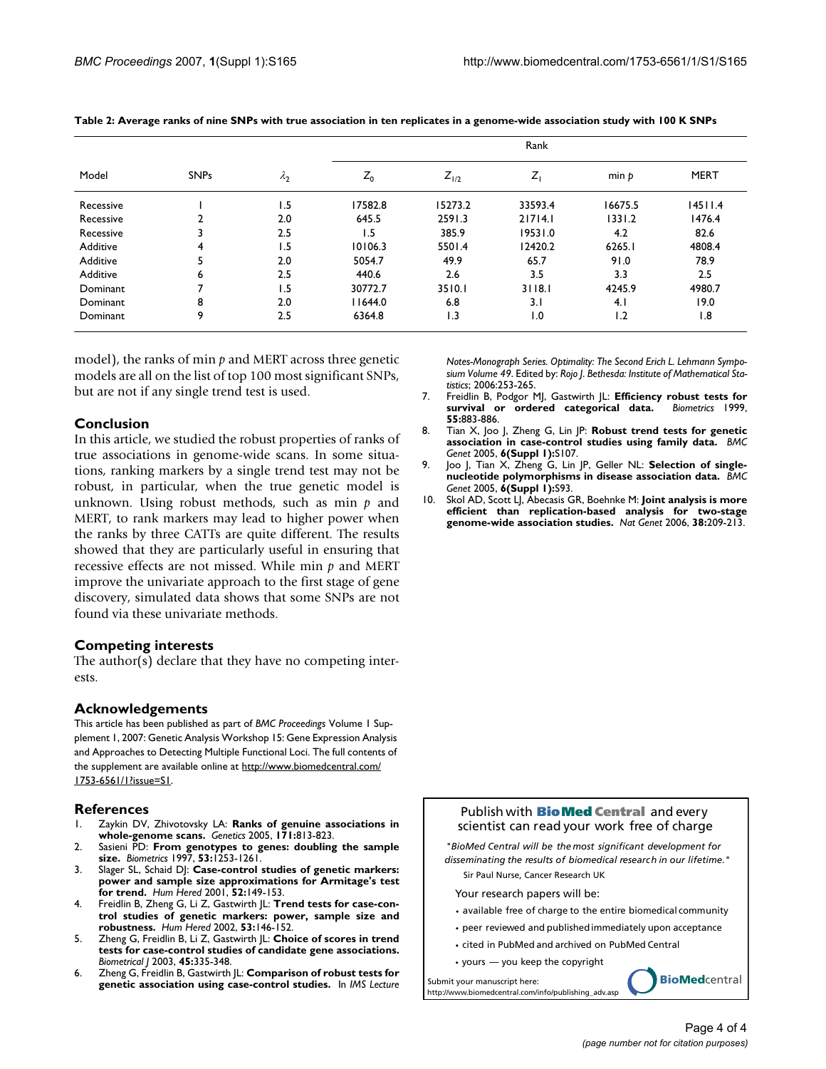**Table 2: Average ranks of nine SNPs with true association in ten replicates in a genome-wide association study with 100 K SNPs**

| Model | SNPs | $\lambda_2$ | Rank | | | | |
|---|---|---|---|---|---|---|---|
| | | | $Z_0$ | $Z_{1/2}$ | $Z_1$ | min $p$ | MERT |
| Recessive | 1 | 1.5 | 17582.8 | 15273.2 | 33593.4 | 16675.5 | 14511.4 |
| Recessive | 2 | 2.0 | 645.5 | 2591.3 | 21714.1 | 1331.2 | 1476.4 |
| Recessive | 3 | 2.5 | 1.5 | 385.9 | 19531.0 | 4.2 | 82.6 |
| Additive | 4 | 1.5 | 10106.3 | 5501.4 | 12420.2 | 6265.1 | 4808.4 |
| Additive | 5 | 2.0 | 5054.7 | 49.9 | 65.7 | 91.0 | 78.9 |
| Additive | 6 | 2.5 | 440.6 | 2.6 | 3.5 | 3.3 | 2.5 |
| Dominant | 7 | 1.5 | 30772.7 | 3510.1 | 3118.1 | 4245.9 | 4980.7 |
| Dominant | 8 | 2.0 | 11644.0 | 6.8 | 3.1 | 4.1 | 19.0 |
| Dominant | 9 | 2.5 | 6364.8 | 1.3 | 1.0 | 1.2 | 1.8 |

model), the ranks of min $p$ and MERT across three genetic models are all on the list of top 100 most significant SNPs, but are not if any single trend test is used.

## Conclusion

In this article, we studied the robust properties of ranks of true associations in genome-wide scans. In some situations, ranking markers by a single trend test may not be robust, in particular, when the true genetic model is unknown. Using robust methods, such as min $p$ and MERT, to rank markers may lead to higher power when the ranks by three CATTs are quite different. The results showed that they are particularly useful in ensuring that recessive effects are not missed. While min $p$ and MERT improve the univariate approach to the first stage of gene discovery, simulated data shows that some SNPs are not found via these univariate methods.

## Competing interests

The author(s) declare that they have no competing interests.

## Acknowledgements

This article has been published as part of *BMC Proceedings* Volume 1 Supplement 1, 2007: Genetic Analysis Workshop 15: Gene Expression Analysis and Approaches to Detecting Multiple Functional Loci. The full contents of the supplement are available online at http://www.biomedcentral.com/1753-6561/1?issue=S1.

## References

1. Zaykin DV, Zhivotovsky LA: **Ranks of genuine associations in whole-genome scans.** *Genetics* 2005, **171:**813-823.
2. Sasieni PD: **From genotypes to genes: doubling the sample size.** *Biometrics* 1997, **53:**1253-1261.
3. Slager SL, Schaid DJ: **Case-control studies of genetic markers: power and sample size approximations for Armitage's test for trend.** *Hum Hered* 2001, **52:**149-153.
4. Freidlin B, Zheng G, Li Z, Gastwirth JL: **Trend tests for case-control studies of genetic markers: power, sample size and robustness.** *Hum Hered* 2002, **53:**146-152.
5. Zheng G, Freidlin B, Li Z, Gastwirth JL: **Choice of scores in trend tests for case-control studies of candidate gene associations.** *Biometrical J* 2003, **45:**335-348.
6. Zheng G, Freidlin B, Gastwirth JL: **Comparison of robust tests for genetic association using case-control studies.** In *IMS Lecture Notes-Monograph Series. Optimality: The Second Erich L. Lehmann Symposium Volume 49*. Edited by: *Rojo J*. Bethesda: Institute of Mathematical Statistics; 2006:253-265.
7. Freidlin B, Podgor MJ, Gastwirth JL: **Efficiency robust tests for survival or ordered categorical data.** *Biometrics* 1999, **55:**883-886.
8. Tian X, Joo J, Zheng G, Lin JP: **Robust trend tests for genetic association in case-control studies using family data.** *BMC Genet* 2005, **6(Suppl 1):**S107.
9. Joo J, Tian X, Zheng G, Lin JP, Geller NL: **Selection of single-nucleotide polymorphisms in disease association data.** *BMC Genet* 2005, **6(Suppl 1):**S93.
10. Skol AD, Scott LJ, Abecasis GR, Boehnke M: **Joint analysis is more efficient than replication-based analysis for two-stage genome-wide association studies.** *Nat Genet* 2006, **38:**209-213.

Publish with **BioMed Central** and every scientist can read your work free of charge

*"BioMed Central will be the most significant development for disseminating the results of biomedical research in our lifetime."*

Sir Paul Nurse, Cancer Research UK

Your research papers will be:

- available free of charge to the entire biomedical community
- peer reviewed and published immediately upon acceptance
- cited in PubMed and archived on PubMed Central
- yours — you keep the copyright

Submit your manuscript here:
http://www.biomedcentral.com/info/publishing_adv.asp

BioMedcentral